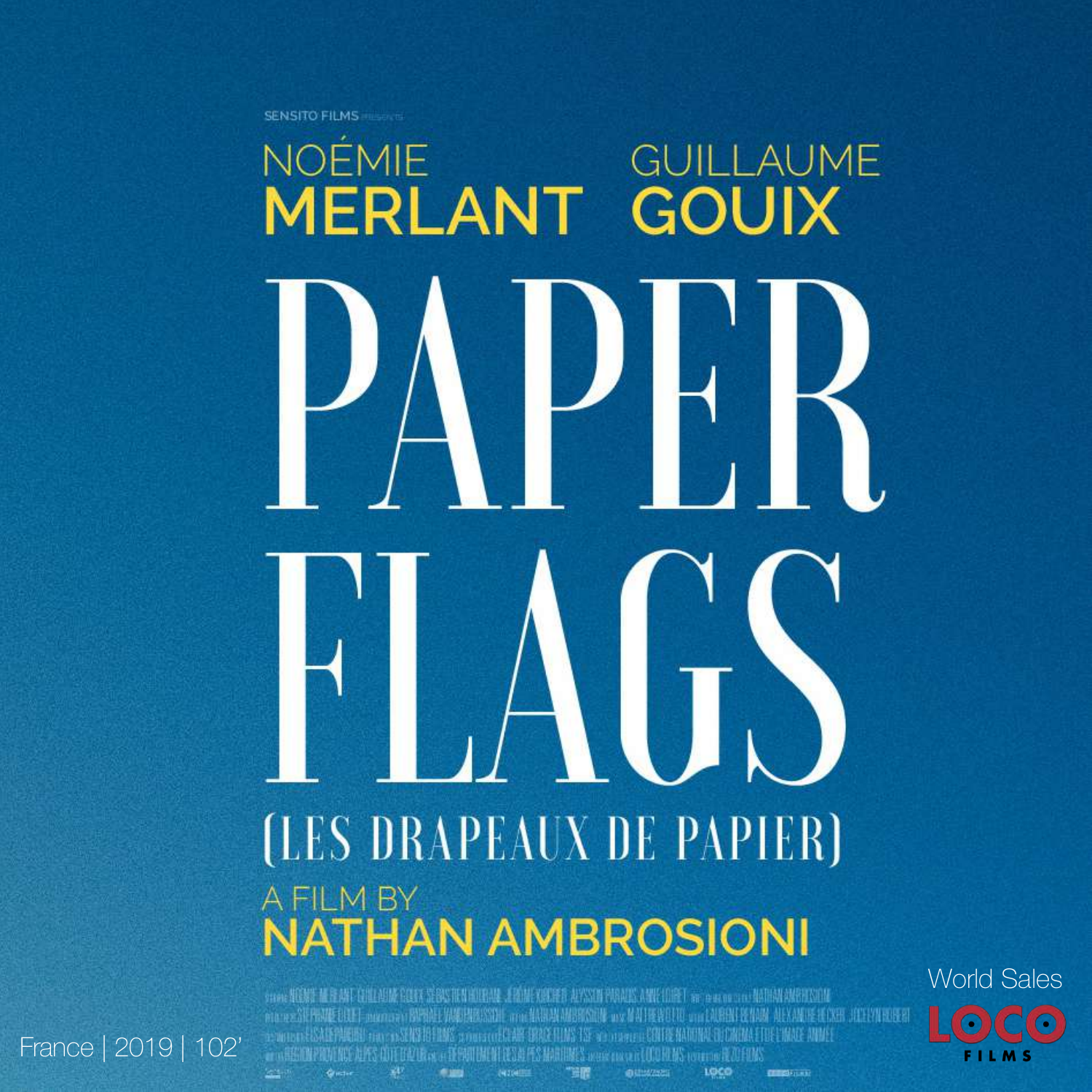SENSITO FILMS PRESENTS

NOÉMIE **MERLANT** GUILLAUME **GOUIX**

# PAPER FLAGS

(LES DRAPEAUX DE PAPIER)

A FILM BY
**NATHAN AMBROSIONI**

France | 2019 | 102'

World Sales

LOCO FILMS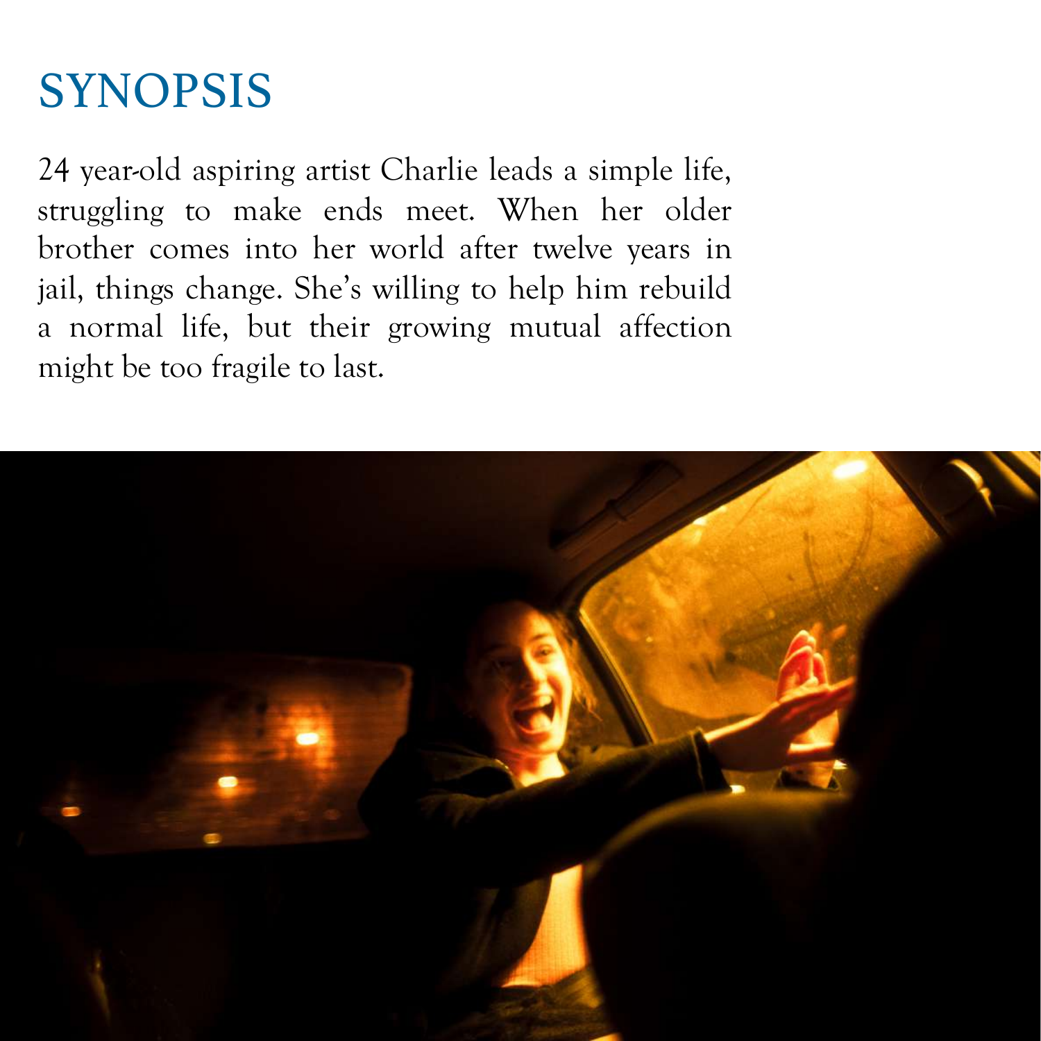# SYNOPSIS

24 year-old aspiring artist Charlie leads a simple life, struggling to make ends meet. When her older brother comes into her world after twelve years in jail, things change. She's willing to help him rebuild a normal life, but their growing mutual affection might be too fragile to last.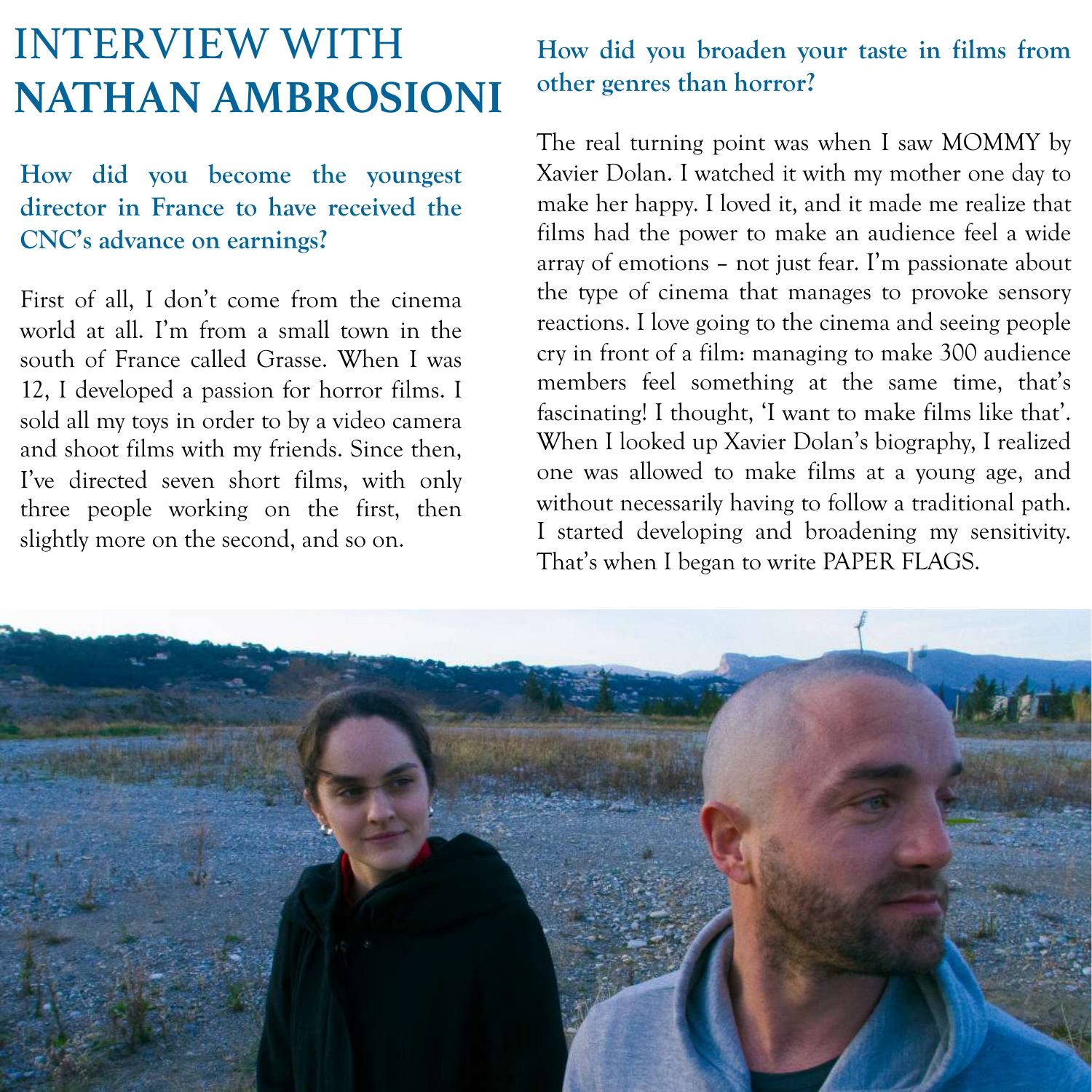# INTERVIEW WITH NATHAN AMBROSIONI

### How did you become the youngest director in France to have received the CNC's advance on earnings?

First of all, I don't come from the cinema world at all. I'm from a small town in the south of France called Grasse. When I was 12, I developed a passion for horror films. I sold all my toys in order to by a video camera and shoot films with my friends. Since then, I've directed seven short films, with only three people working on the first, then slightly more on the second, and so on.

### How did you broaden your taste in films from other genres than horror?

The real turning point was when I saw MOMMY by Xavier Dolan. I watched it with my mother one day to make her happy. I loved it, and it made me realize that films had the power to make an audience feel a wide array of emotions – not just fear. I'm passionate about the type of cinema that manages to provoke sensory reactions. I love going to the cinema and seeing people cry in front of a film: managing to make 300 audience members feel something at the same time, that's fascinating! I thought, 'I want to make films like that'. When I looked up Xavier Dolan's biography, I realized one was allowed to make films at a young age, and without necessarily having to follow a traditional path. I started developing and broadening my sensitivity. That's when I began to write PAPER FLAGS.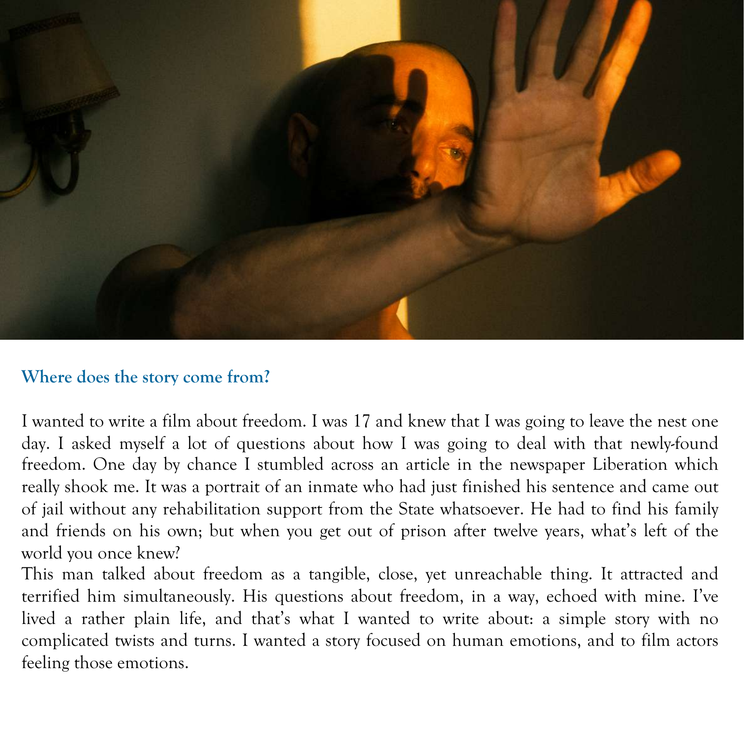## Where does the story come from?

I wanted to write a film about freedom. I was 17 and knew that I was going to leave the nest one day. I asked myself a lot of questions about how I was going to deal with that newly-found freedom. One day by chance I stumbled across an article in the newspaper Liberation which really shook me. It was a portrait of an inmate who had just finished his sentence and came out of jail without any rehabilitation support from the State whatsoever. He had to find his family and friends on his own; but when you get out of prison after twelve years, what's left of the world you once knew?

This man talked about freedom as a tangible, close, yet unreachable thing. It attracted and terrified him simultaneously. His questions about freedom, in a way, echoed with mine. I've lived a rather plain life, and that's what I wanted to write about: a simple story with no complicated twists and turns. I wanted a story focused on human emotions, and to film actors feeling those emotions.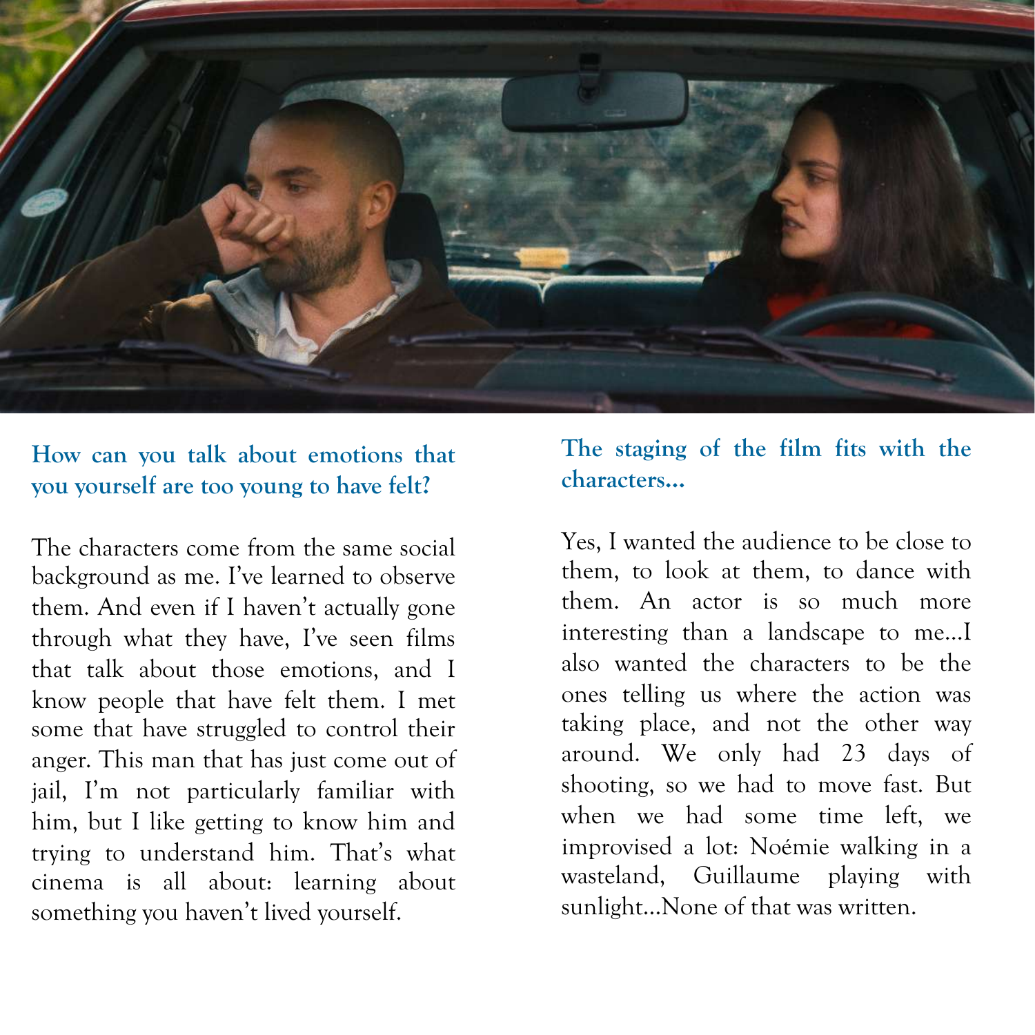**How can you talk about emotions that you yourself are too young to have felt?**

The characters come from the same social background as me. I've learned to observe them. And even if I haven't actually gone through what they have, I've seen films that talk about those emotions, and I know people that have felt them. I met some that have struggled to control their anger. This man that has just come out of jail, I'm not particularly familiar with him, but I like getting to know him and trying to understand him. That's what cinema is all about: learning about something you haven't lived yourself.

**The staging of the film fits with the characters...**

Yes, I wanted the audience to be close to them, to look at them, to dance with them. An actor is so much more interesting than a landscape to me...I also wanted the characters to be the ones telling us where the action was taking place, and not the other way around. We only had 23 days of shooting, so we had to move fast. But when we had some time left, we improvised a lot: Noémie walking in a wasteland, Guillaume playing with sunlight...None of that was written.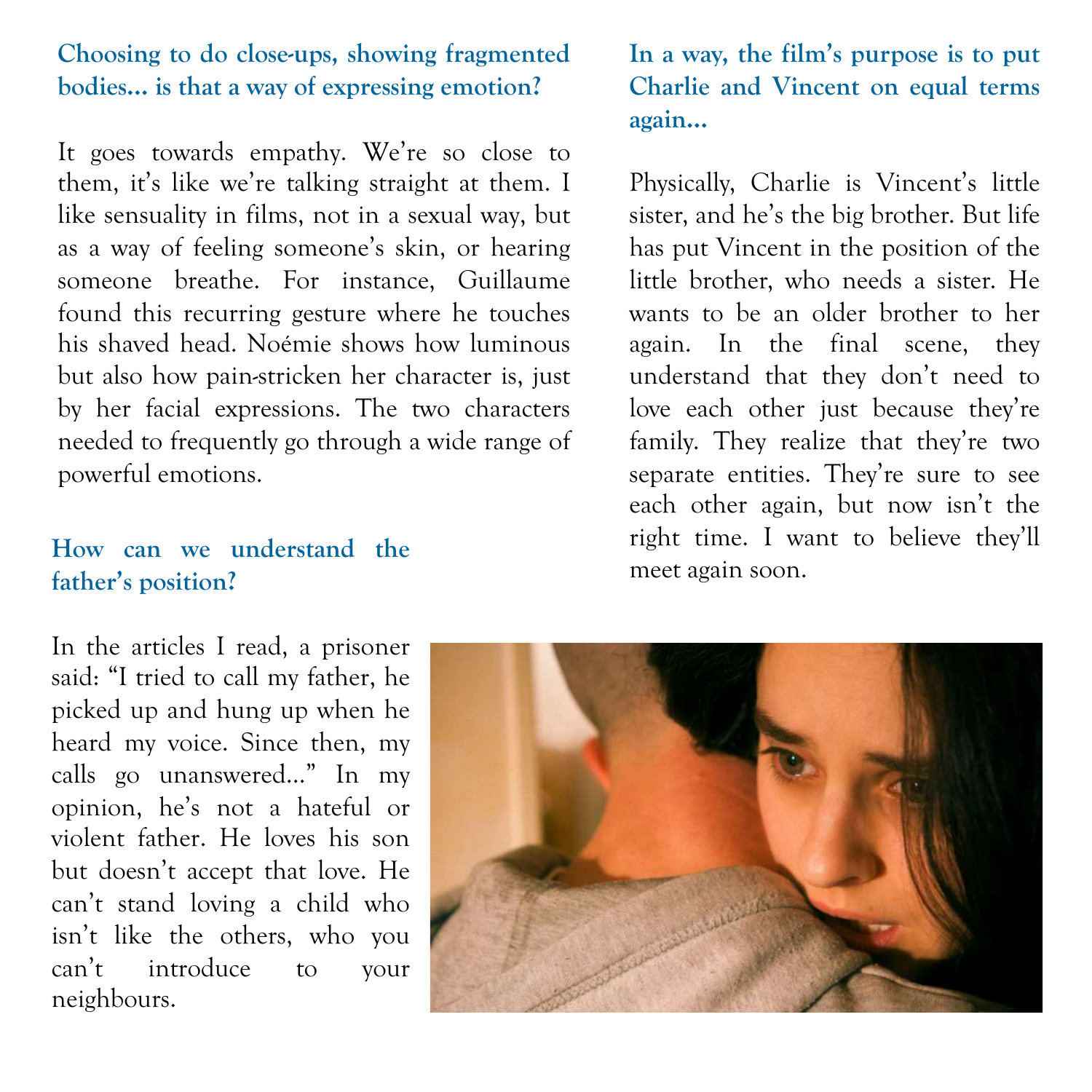**Choosing to do close-ups, showing fragmented bodies… is that a way of expressing emotion?**

It goes towards empathy. We're so close to them, it's like we're talking straight at them. I like sensuality in films, not in a sexual way, but as a way of feeling someone's skin, or hearing someone breathe. For instance, Guillaume found this recurring gesture where he touches his shaved head. Noémie shows how luminous but also how pain-stricken her character is, just by her facial expressions. The two characters needed to frequently go through a wide range of powerful emotions.

**How can we understand the father's position?**

In the articles I read, a prisoner said: "I tried to call my father, he picked up and hung up when he heard my voice. Since then, my calls go unanswered…" In my opinion, he's not a hateful or violent father. He loves his son but doesn't accept that love. He can't stand loving a child who isn't like the others, who you can't introduce to your neighbours.

**In a way, the film's purpose is to put Charlie and Vincent on equal terms again…**

Physically, Charlie is Vincent's little sister, and he's the big brother. But life has put Vincent in the position of the little brother, who needs a sister. He wants to be an older brother to her again. In the final scene, they understand that they don't need to love each other just because they're family. They realize that they're two separate entities. They're sure to see each other again, but now isn't the right time. I want to believe they'll meet again soon.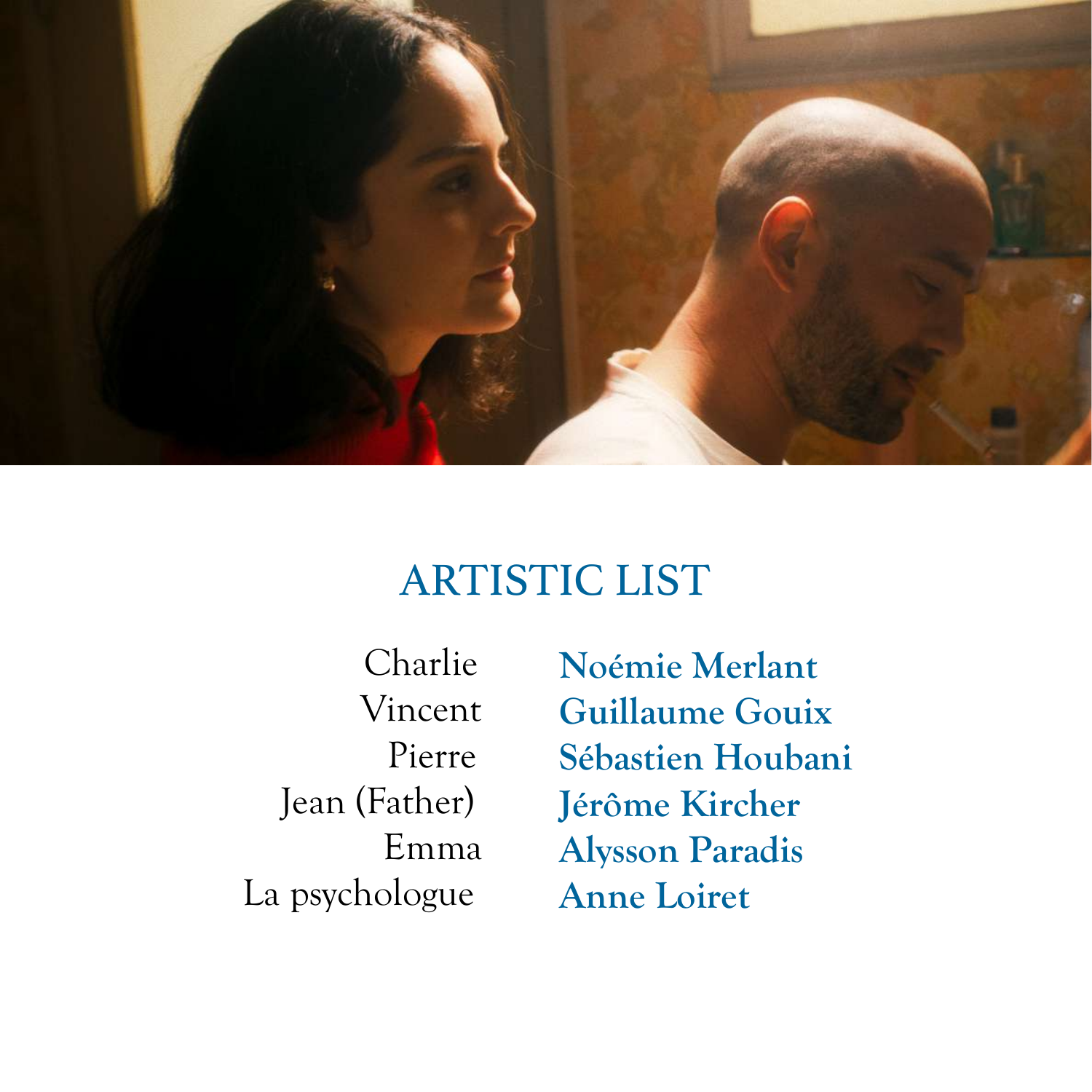## ARTISTIC LIST

| | |
|---|---|
| Charlie | **Noémie Merlant** |
| Vincent | **Guillaume Gouix** |
| Pierre | **Sébastien Houbani** |
| Jean (Father) | **Jérôme Kircher** |
| Emma | **Alysson Paradis** |
| La psychologue | **Anne Loiret** |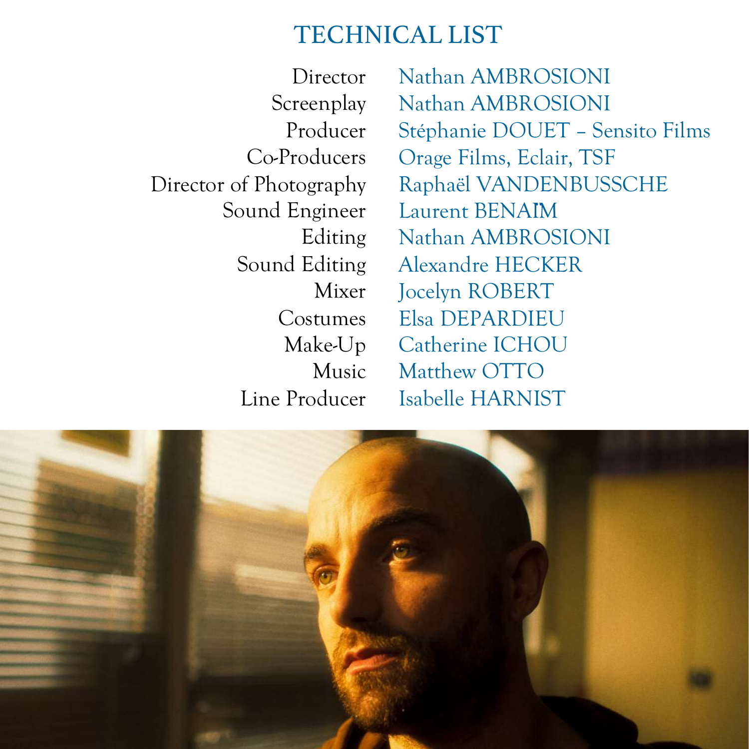# TECHNICAL LIST

| | |
|---|---|
| Director | Nathan AMBROSIONI |
| Screenplay | Nathan AMBROSIONI |
| Producer | Stéphanie DOUET – Sensito Films |
| Co-Producers | Orage Films, Eclair, TSF |
| Director of Photography | Raphaël VANDENBUSSCHE |
| Sound Engineer | Laurent BENAÏM |
| Editing | Nathan AMBROSIONI |
| Sound Editing | Alexandre HECKER |
| Mixer | Jocelyn ROBERT |
| Costumes | Elsa DEPARDIEU |
| Make-Up | Catherine ICHOU |
| Music | Matthew OTTO |
| Line Producer | Isabelle HARNIST |